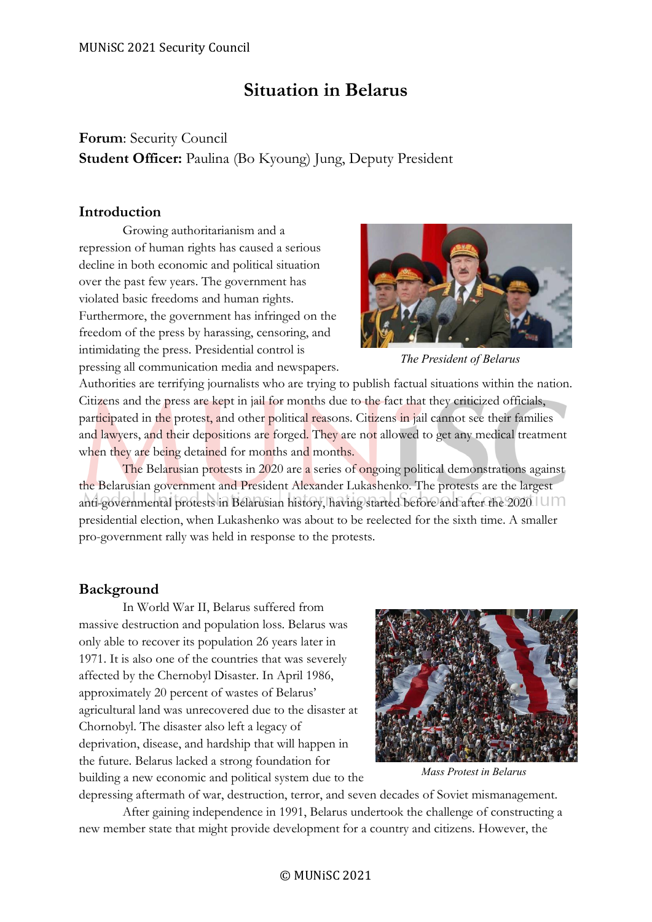# Situation in Belarus

**Forum**: Security Council
**Student Officer:** Paulina (Bo Kyoung) Jung, Deputy President

## Introduction

Growing authoritarianism and a repression of human rights has caused a serious decline in both economic and political situation over the past few years. The government has violated basic freedoms and human rights. Furthermore, the government has infringed on the freedom of the press by harassing, censoring, and intimidating the press. Presidential control is pressing all communication media and newspapers. Authorities are terrifying journalists who are trying to publish factual situations within the nation. Citizens and the press are kept in jail for months due to the fact that they criticized officials, participated in the protest, and other political reasons. Citizens in jail cannot see their families and lawyers, and their depositions are forged. They are not allowed to get any medical treatment when they are being detained for months and months.

*The President of Belarus*

The Belarusian protests in 2020 are a series of ongoing political demonstrations against the Belarusian government and President Alexander Lukashenko. The protests are the largest anti-governmental protests in Belarusian history, having started before and after the 2020 presidential election, when Lukashenko was about to be reelected for the sixth time. A smaller pro-government rally was held in response to the protests.

## Background

In World War II, Belarus suffered from massive destruction and population loss. Belarus was only able to recover its population 26 years later in 1971. It is also one of the countries that was severely affected by the Chernobyl Disaster. In April 1986, approximately 20 percent of wastes of Belarus' agricultural land was unrecovered due to the disaster at Chornobyl. The disaster also left a legacy of deprivation, disease, and hardship that will happen in the future. Belarus lacked a strong foundation for building a new economic and political system due to the depressing aftermath of war, destruction, terror, and seven decades of Soviet mismanagement.

*Mass Protest in Belarus*

After gaining independence in 1991, Belarus undertook the challenge of constructing a new member state that might provide development for a country and citizens. However, the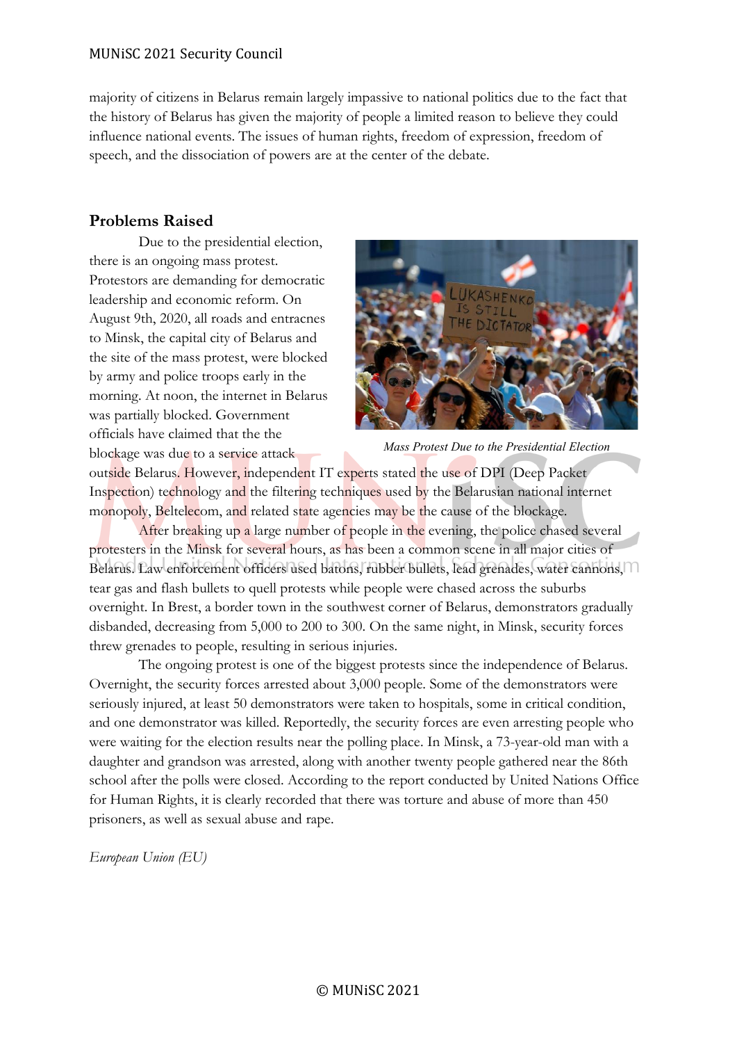majority of citizens in Belarus remain largely impassive to national politics due to the fact that the history of Belarus has given the majority of people a limited reason to believe they could influence national events. The issues of human rights, freedom of expression, freedom of speech, and the dissociation of powers are at the center of the debate.

## Problems Raised

Due to the presidential election, there is an ongoing mass protest. Protestors are demanding for democratic leadership and economic reform. On August 9th, 2020, all roads and entracnes to Minsk, the capital city of Belarus and the site of the mass protest, were blocked by army and police troops early in the morning. At noon, the internet in Belarus was partially blocked. Government officials have claimed that the the blockage was due to a service attack outside Belarus. However, independent IT experts stated the use of DPI (Deep Packet Inspection) technology and the filtering techniques used by the Belarusian national internet monopoly, Beltelecom, and related state agencies may be the cause of the blockage.

*Mass Protest Due to the Presidential Election*

After breaking up a large number of people in the evening, the police chased several protesters in the Minsk for several hours, as has been a common scene in all major cities of Belarus. Law enforcement officers used batons, rubber bullets, lead grenades, water cannons, tear gas and flash bullets to quell protests while people were chased across the suburbs overnight. In Brest, a border town in the southwest corner of Belarus, demonstrators gradually disbanded, decreasing from 5,000 to 200 to 300. On the same night, in Minsk, security forces threw grenades to people, resulting in serious injuries.

The ongoing protest is one of the biggest protests since the independence of Belarus. Overnight, the security forces arrested about 3,000 people. Some of the demonstrators were seriously injured, at least 50 demonstrators were taken to hospitals, some in critical condition, and one demonstrator was killed. Reportedly, the security forces are even arresting people who were waiting for the election results near the polling place. In Minsk, a 73-year-old man with a daughter and grandson was arrested, along with another twenty people gathered near the 86th school after the polls were closed. According to the report conducted by United Nations Office for Human Rights, it is clearly recorded that there was torture and abuse of more than 450 prisoners, as well as sexual abuse and rape.

*European Union (EU)*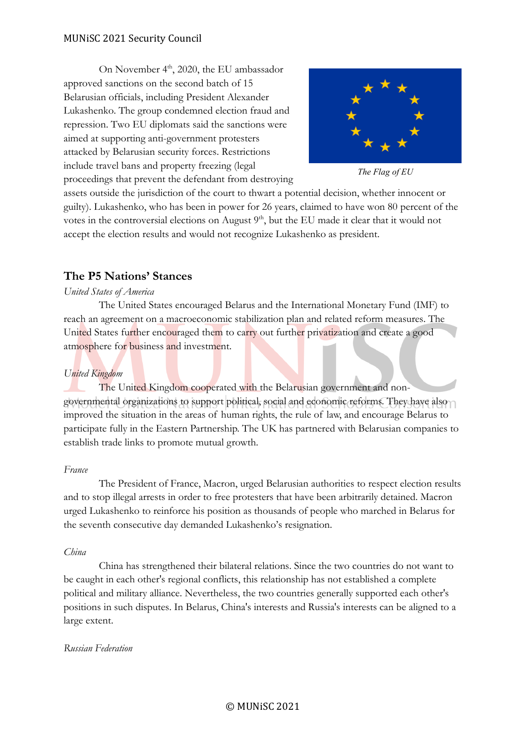On November 4th, 2020, the EU ambassador approved sanctions on the second batch of 15 Belarusian officials, including President Alexander Lukashenko. The group condemned election fraud and repression. Two EU diplomats said the sanctions were aimed at supporting anti-government protesters attacked by Belarusian security forces. Restrictions include travel bans and property freezing (legal proceedings that prevent the defendant from destroying assets outside the jurisdiction of the court to thwart a potential decision, whether innocent or guilty). Lukashenko, who has been in power for 26 years, claimed to have won 80 percent of the votes in the controversial elections on August 9th, but the EU made it clear that it would not accept the election results and would not recognize Lukashenko as president.

*The Flag of EU*

## The P5 Nations' Stances

*United States of America*

The United States encouraged Belarus and the International Monetary Fund (IMF) to reach an agreement on a macroeconomic stabilization plan and related reform measures. The United States further encouraged them to carry out further privatization and create a good atmosphere for business and investment.

*United Kingdom*

The United Kingdom cooperated with the Belarusian government and non-governmental organizations to support political, social and economic reforms. They have also improved the situation in the areas of human rights, the rule of law, and encourage Belarus to participate fully in the Eastern Partnership. The UK has partnered with Belarusian companies to establish trade links to promote mutual growth.

*France*

The President of France, Macron, urged Belarusian authorities to respect election results and to stop illegal arrests in order to free protesters that have been arbitrarily detained. Macron urged Lukashenko to reinforce his position as thousands of people who marched in Belarus for the seventh consecutive day demanded Lukashenko's resignation.

*China*

China has strengthened their bilateral relations. Since the two countries do not want to be caught in each other's regional conflicts, this relationship has not established a complete political and military alliance. Nevertheless, the two countries generally supported each other's positions in such disputes. In Belarus, China's interests and Russia's interests can be aligned to a large extent.

*Russian Federation*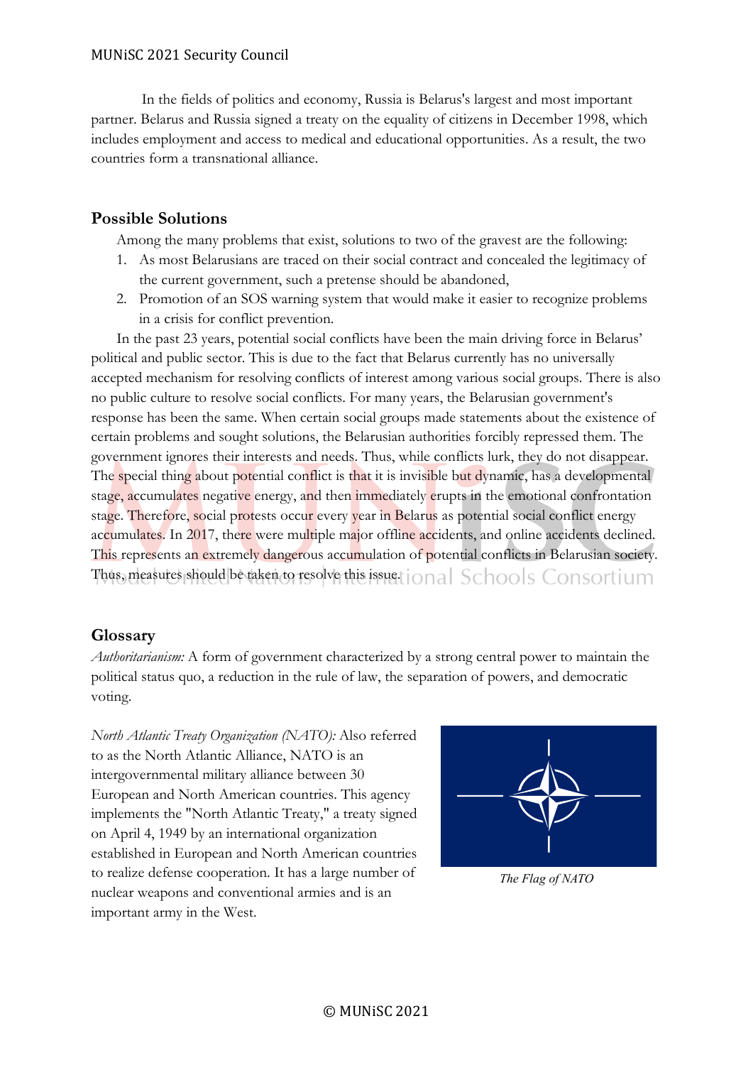In the fields of politics and economy, Russia is Belarus's largest and most important partner. Belarus and Russia signed a treaty on the equality of citizens in December 1998, which includes employment and access to medical and educational opportunities. As a result, the two countries form a transnational alliance.

## Possible Solutions

Among the many problems that exist, solutions to two of the gravest are the following:

1. As most Belarusians are traced on their social contract and concealed the legitimacy of the current government, such a pretense should be abandoned,
2. Promotion of an SOS warning system that would make it easier to recognize problems in a crisis for conflict prevention.

In the past 23 years, potential social conflicts have been the main driving force in Belarus' political and public sector. This is due to the fact that Belarus currently has no universally accepted mechanism for resolving conflicts of interest among various social groups. There is also no public culture to resolve social conflicts. For many years, the Belarusian government's response has been the same. When certain social groups made statements about the existence of certain problems and sought solutions, the Belarusian authorities forcibly repressed them. The government ignores their interests and needs. Thus, while conflicts lurk, they do not disappear. The special thing about potential conflict is that it is invisible but dynamic, has a developmental stage, accumulates negative energy, and then immediately erupts in the emotional confrontation stage. Therefore, social protests occur every year in Belarus as potential social conflict energy accumulates. In 2017, there were multiple major offline accidents, and online accidents declined. This represents an extremely dangerous accumulation of potential conflicts in Belarusian society. Thus, measures should be taken to resolve this issue.

## Glossary

*Authoritarianism:* A form of government characterized by a strong central power to maintain the political status quo, a reduction in the rule of law, the separation of powers, and democratic voting.

*North Atlantic Treaty Organization (NATO):* Also referred to as the North Atlantic Alliance, NATO is an intergovernmental military alliance between 30 European and North American countries. This agency implements the "North Atlantic Treaty," a treaty signed on April 4, 1949 by an international organization established in European and North American countries to realize defense cooperation. It has a large number of nuclear weapons and conventional armies and is an important army in the West.

*The Flag of NATO*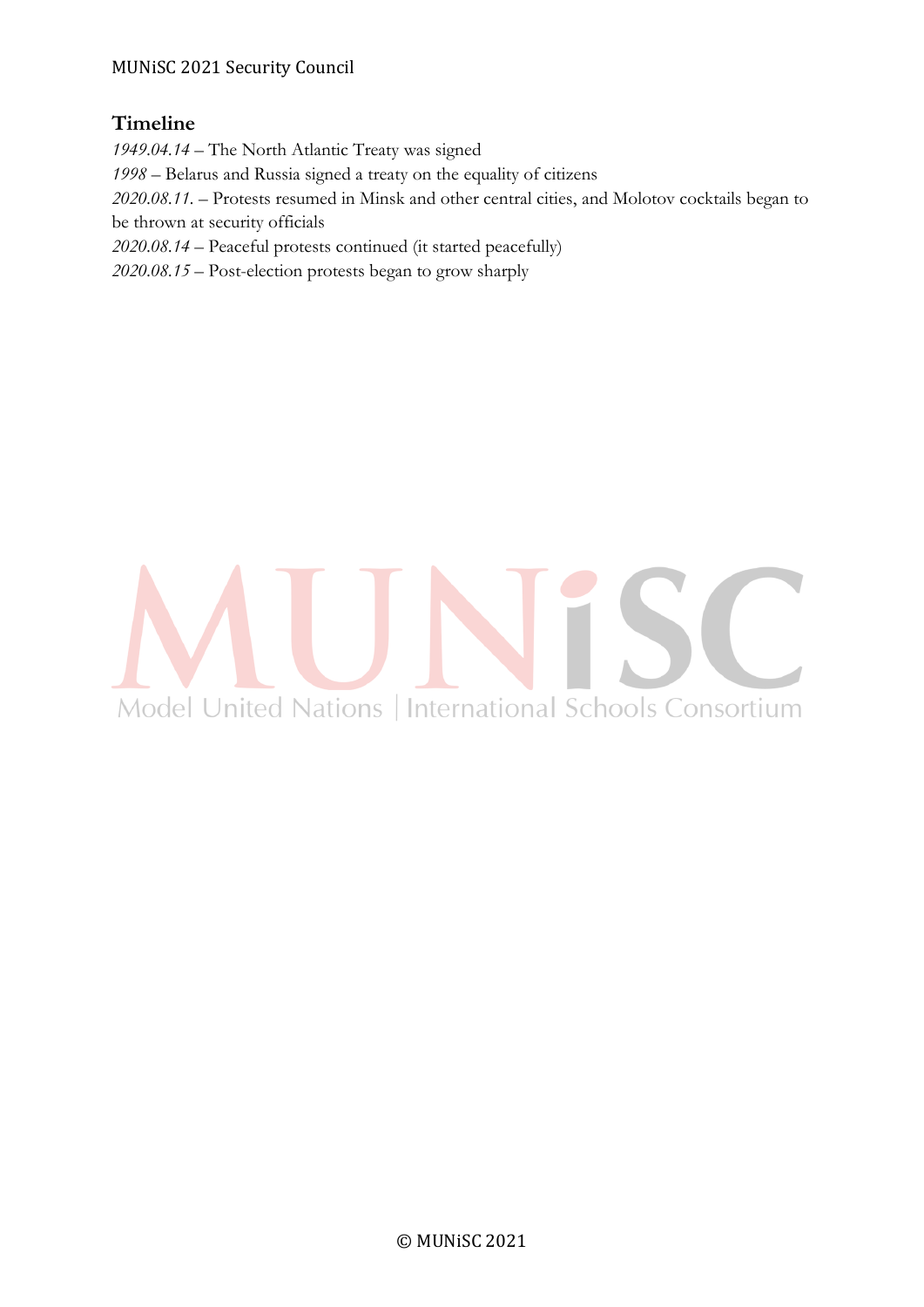## Timeline

*1949.04.14* – The North Atlantic Treaty was signed

*1998* – Belarus and Russia signed a treaty on the equality of citizens

*2020.08.11.* – Protests resumed in Minsk and other central cities, and Molotov cocktails began to be thrown at security officials

*2020.08.14* – Peaceful protests continued (it started peacefully)

*2020.08.15* – Post-election protests began to grow sharply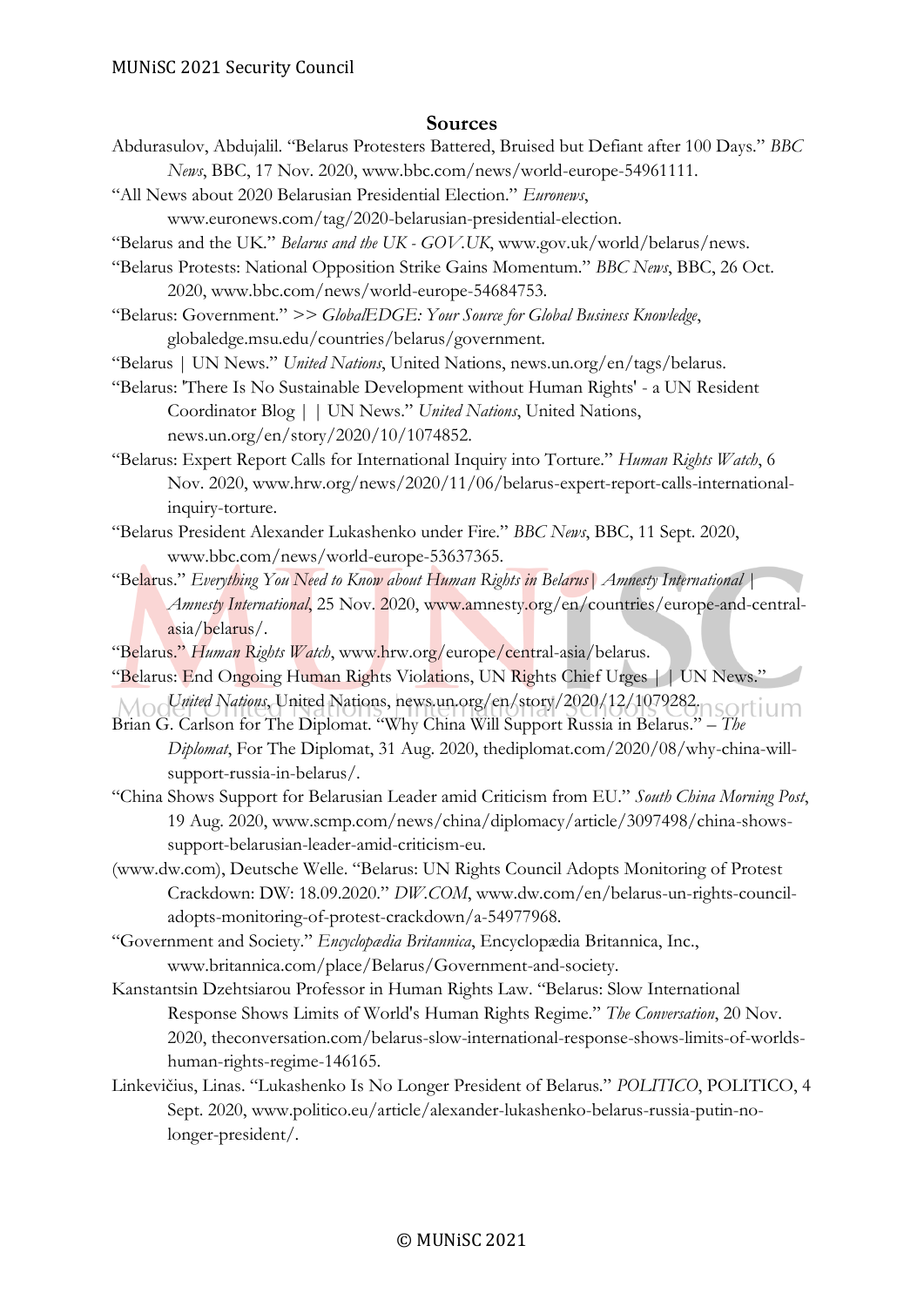## Sources

Abdurasulov, Abdujalil. "Belarus Protesters Battered, Bruised but Defiant after 100 Days." *BBC News*, BBC, 17 Nov. 2020, www.bbc.com/news/world-europe-54961111.

"All News about 2020 Belarusian Presidential Election." *Euronews*, www.euronews.com/tag/2020-belarusian-presidential-election.

"Belarus and the UK." *Belarus and the UK - GOV.UK*, www.gov.uk/world/belarus/news.

"Belarus Protests: National Opposition Strike Gains Momentum." *BBC News*, BBC, 26 Oct. 2020, www.bbc.com/news/world-europe-54684753.

"Belarus: Government." >> *GlobalEDGE: Your Source for Global Business Knowledge*, globaledge.msu.edu/countries/belarus/government.

"Belarus | UN News." *United Nations*, United Nations, news.un.org/en/tags/belarus.

"Belarus: 'There Is No Sustainable Development without Human Rights' - a UN Resident Coordinator Blog | | UN News." *United Nations*, United Nations, news.un.org/en/story/2020/10/1074852.

"Belarus: Expert Report Calls for International Inquiry into Torture." *Human Rights Watch*, 6 Nov. 2020, www.hrw.org/news/2020/11/06/belarus-expert-report-calls-international-inquiry-torture.

"Belarus President Alexander Lukashenko under Fire." *BBC News*, BBC, 11 Sept. 2020, www.bbc.com/news/world-europe-53637365.

"Belarus." *Everything You Need to Know about Human Rights in Belarus | Amnesty International | Amnesty International*, 25 Nov. 2020, www.amnesty.org/en/countries/europe-and-central-asia/belarus/.

"Belarus." *Human Rights Watch*, www.hrw.org/europe/central-asia/belarus.

"Belarus: End Ongoing Human Rights Violations, UN Rights Chief Urges | | UN News." *United Nations*, United Nations, news.un.org/en/story/2020/12/1079282.

Brian G. Carlson for The Diplomat. "Why China Will Support Russia in Belarus." – *The Diplomat*, For The Diplomat, 31 Aug. 2020, thediplomat.com/2020/08/why-china-will-support-russia-in-belarus/.

"China Shows Support for Belarusian Leader amid Criticism from EU." *South China Morning Post*, 19 Aug. 2020, www.scmp.com/news/china/diplomacy/article/3097498/china-shows-support-belarusian-leader-amid-criticism-eu.

(www.dw.com), Deutsche Welle. "Belarus: UN Rights Council Adopts Monitoring of Protest Crackdown: DW: 18.09.2020." *DW.COM*, www.dw.com/en/belarus-un-rights-council-adopts-monitoring-of-protest-crackdown/a-54977968.

"Government and Society." *Encyclopædia Britannica*, Encyclopædia Britannica, Inc., www.britannica.com/place/Belarus/Government-and-society.

Kanstantsin Dzehtsiarou Professor in Human Rights Law. "Belarus: Slow International Response Shows Limits of World's Human Rights Regime." *The Conversation*, 20 Nov. 2020, theconversation.com/belarus-slow-international-response-shows-limits-of-worlds-human-rights-regime-146165.

Linkevičius, Linas. "Lukashenko Is No Longer President of Belarus." *POLITICO*, POLITICO, 4 Sept. 2020, www.politico.eu/article/alexander-lukashenko-belarus-russia-putin-no-longer-president/.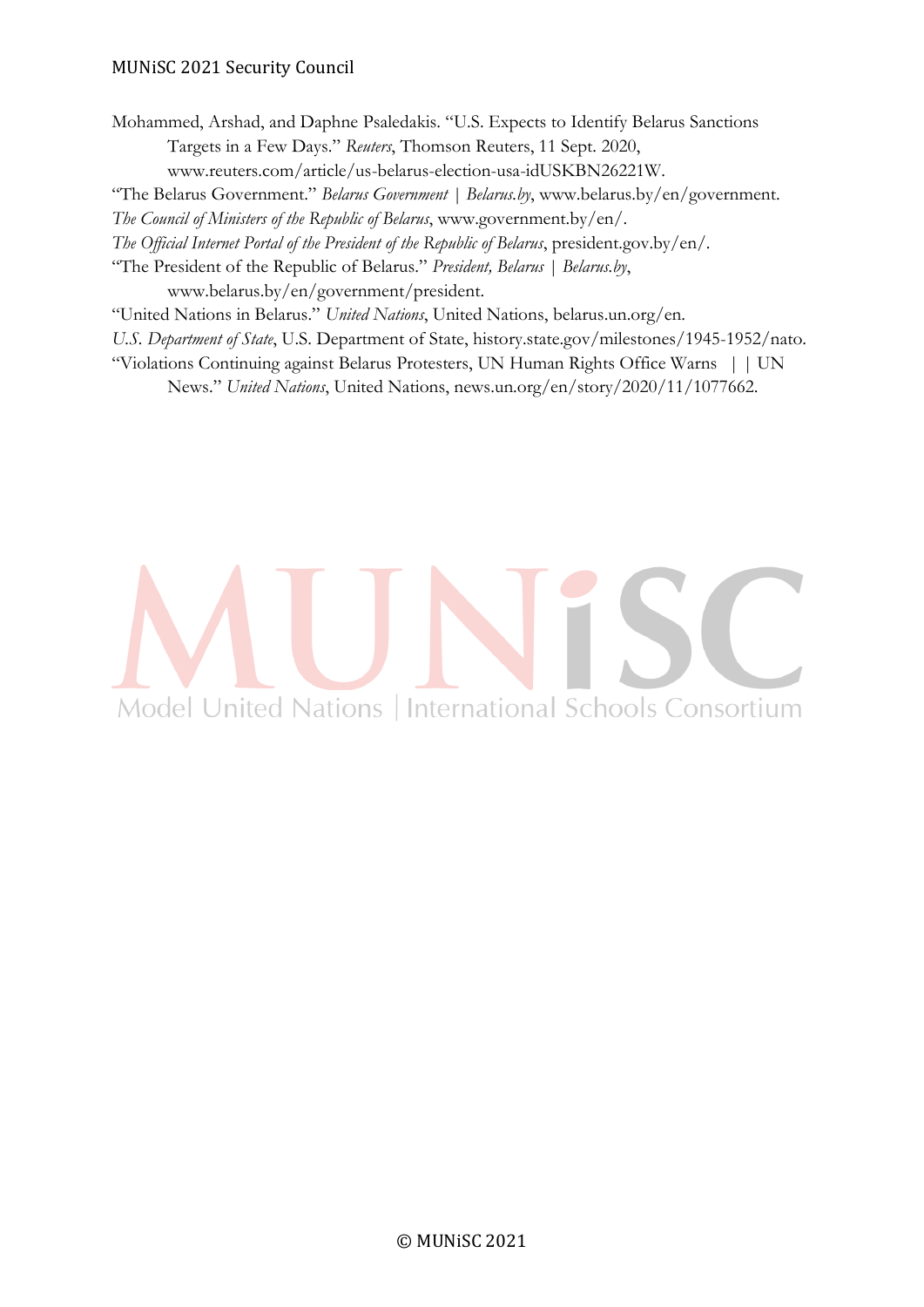Mohammed, Arshad, and Daphne Psaledakis. "U.S. Expects to Identify Belarus Sanctions Targets in a Few Days." *Reuters*, Thomson Reuters, 11 Sept. 2020, www.reuters.com/article/us-belarus-election-usa-idUSKBN26221W.

"The Belarus Government." *Belarus Government | Belarus.by*, www.belarus.by/en/government.

*The Council of Ministers of the Republic of Belarus*, www.government.by/en/.

*The Official Internet Portal of the President of the Republic of Belarus*, president.gov.by/en/.

"The President of the Republic of Belarus." *President, Belarus | Belarus.by*, www.belarus.by/en/government/president.

"United Nations in Belarus." *United Nations*, United Nations, belarus.un.org/en.

*U.S. Department of State*, U.S. Department of State, history.state.gov/milestones/1945-1952/nato.

"Violations Continuing against Belarus Protesters, UN Human Rights Office Warns | | UN News." *United Nations*, United Nations, news.un.org/en/story/2020/11/1077662.